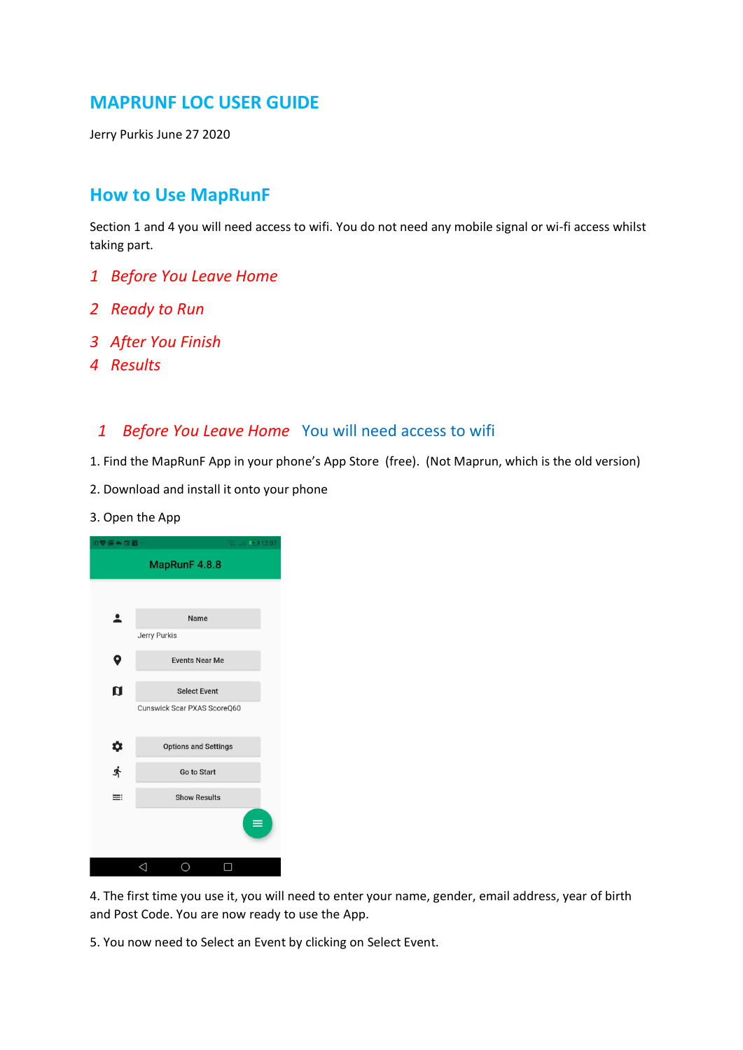# MAPRUNF LOC USER GUIDE

Jerry Purkis June 27 2020

## How to Use MapRunF

Section 1 and 4 you will need access to wifi. You do not need any mobile signal or wi-fi access whilst taking part.

*1 Before You Leave Home*

*2 Ready to Run*

*3 After You Finish*

*4 Results*

## *1 Before You Leave Home* You will need access to wifi

1. Find the MapRunF App in your phone's App Store (free). (Not Maprun, which is the old version)

2. Download and install it onto your phone

3. Open the App

4. The first time you use it, you will need to enter your name, gender, email address, year of birth and Post Code. You are now ready to use the App.

5. You now need to Select an Event by clicking on Select Event.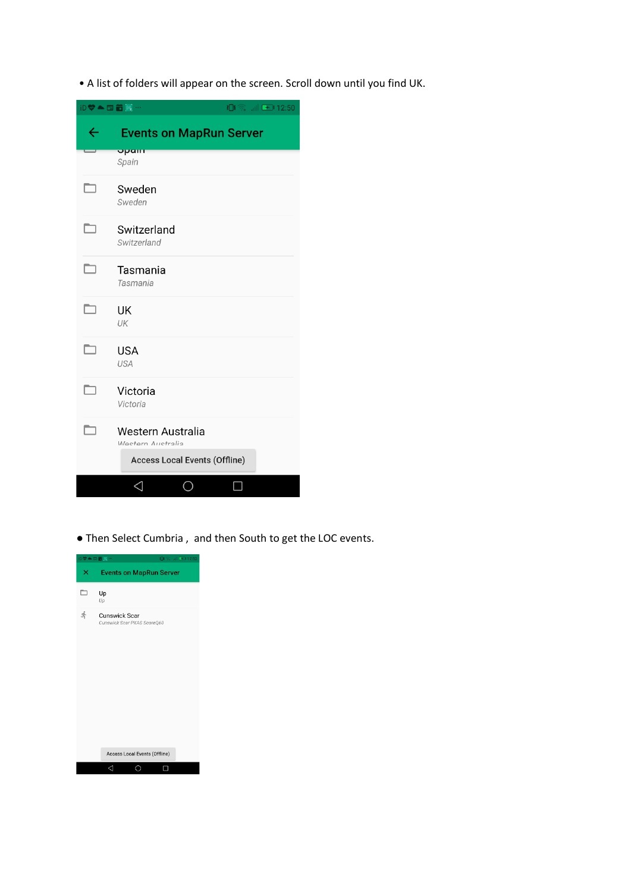- A list of folders will appear on the screen. Scroll down until you find UK.

- Then Select Cumbria , and then South to get the LOC events.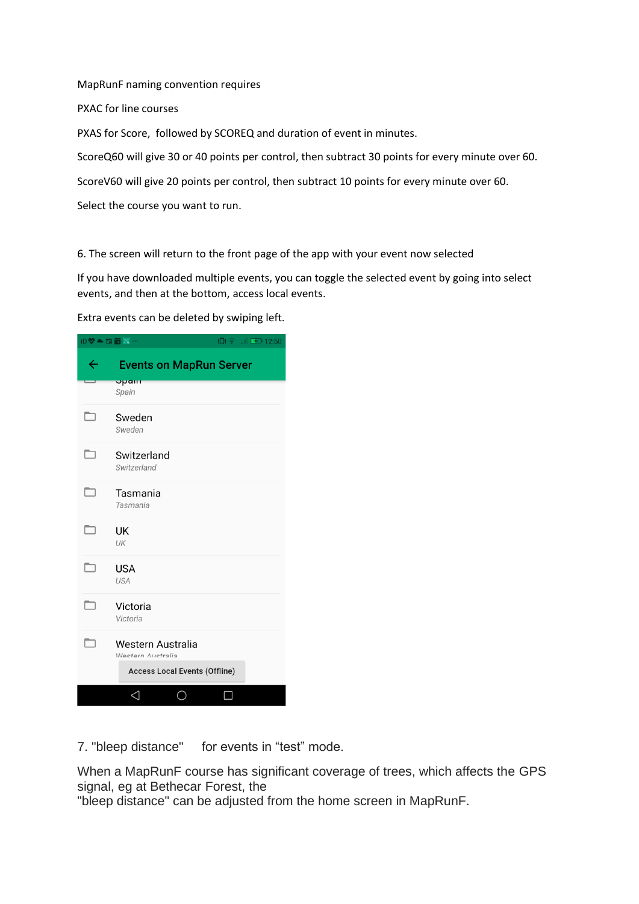MapRunF naming convention requires

PXAC for line courses

PXAS for Score, followed by SCOREQ and duration of event in minutes.

ScoreQ60 will give 30 or 40 points per control, then subtract 30 points for every minute over 60.

ScoreV60 will give 20 points per control, then subtract 10 points for every minute over 60.

Select the course you want to run.

6. The screen will return to the front page of the app with your event now selected

If you have downloaded multiple events, you can toggle the selected event by going into select events, and then at the bottom, access local events.

Extra events can be deleted by swiping left.

Events on MapRun Server

- Spain
  Spain
- Sweden
  Sweden
- Switzerland
  Switzerland
- Tasmania
  Tasmania
- UK
  UK
- USA
  USA
- Victoria
  Victoria
- Western Australia
  Western Australia

Access Local Events (Offline)

7. "bleep distance" for events in "test" mode.

When a MapRunF course has significant coverage of trees, which affects the GPS signal, eg at Bethecar Forest, the "bleep distance" can be adjusted from the home screen in MapRunF.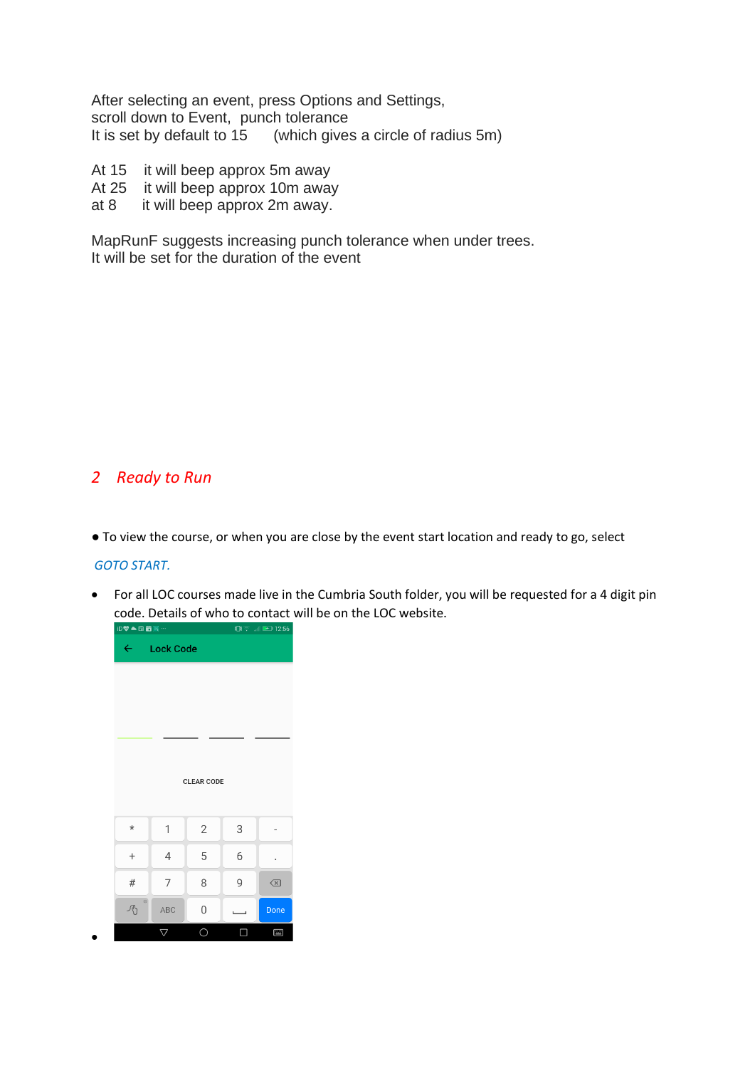After selecting an event, press Options and Settings,
scroll down to Event, punch tolerance
It is set by default to 15 (which gives a circle of radius 5m)

At 15 it will beep approx 5m away
At 25 it will beep approx 10m away
at 8 it will beep approx 2m away.

MapRunF suggests increasing punch tolerance when under trees.
It will be set for the duration of the event

## *2 Ready to Run*

- To view the course, or when you are close by the event start location and ready to go, select

*GOTO START.*

- For all LOC courses made live in the Cumbria South folder, you will be requested for a 4 digit pin code. Details of who to contact will be on the LOC website.

Lock Code

CLEAR CODE

| * | 1 | 2 | 3 | - |
|---|---|---|---|---|
| + | 4 | 5 | 6 | . |
| # | 7 | 8 | 9 | ⌫ |
|  | ABC | 0 | ␣ | Done |

-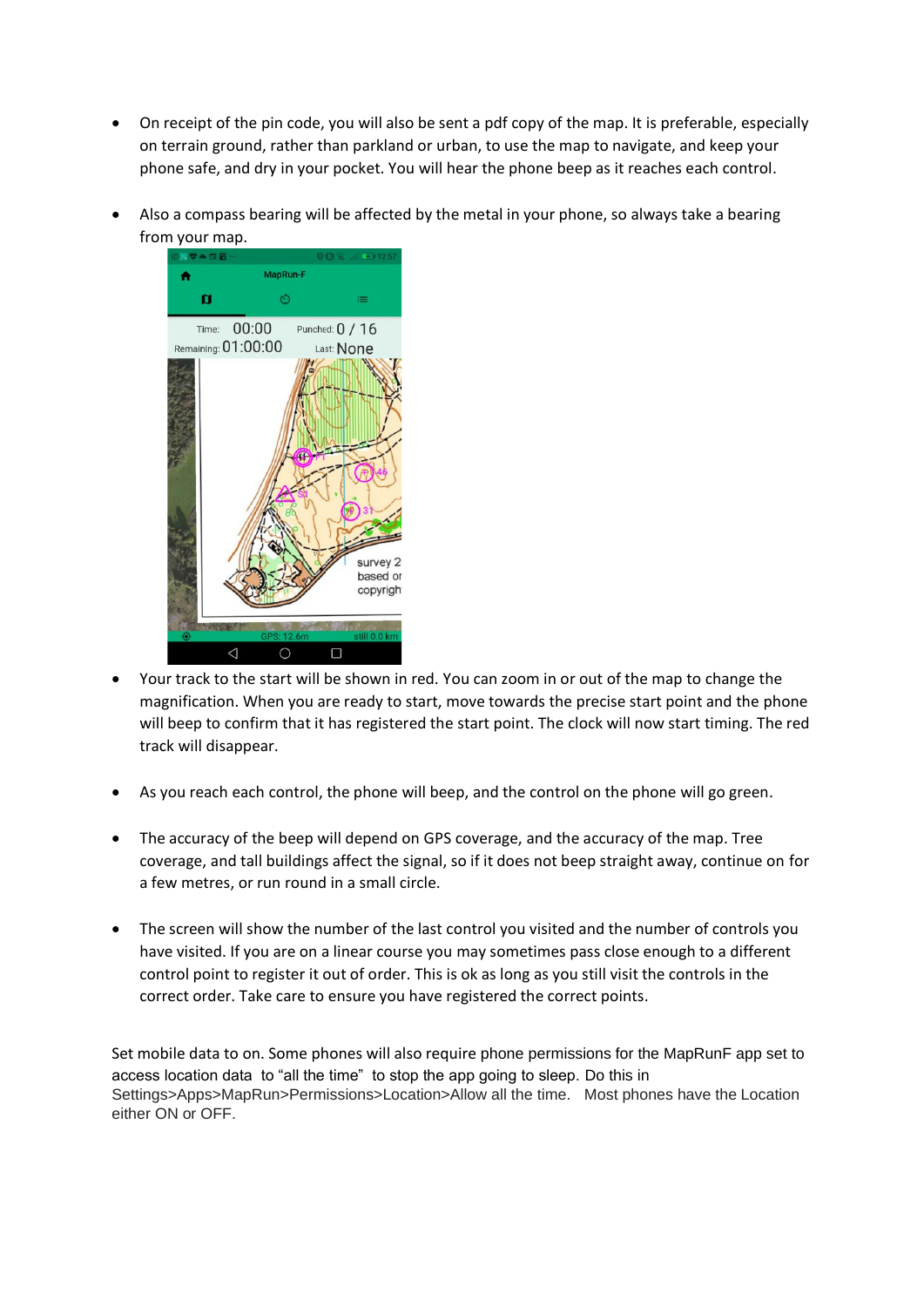- On receipt of the pin code, you will also be sent a pdf copy of the map. It is preferable, especially on terrain ground, rather than parkland or urban, to use the map to navigate, and keep your phone safe, and dry in your pocket. You will hear the phone beep as it reaches each control.

- Also a compass bearing will be affected by the metal in your phone, so always take a bearing from your map.

- Your track to the start will be shown in red. You can zoom in or out of the map to change the magnification. When you are ready to start, move towards the precise start point and the phone will beep to confirm that it has registered the start point. The clock will now start timing. The red track will disappear.

- As you reach each control, the phone will beep, and the control on the phone will go green.

- The accuracy of the beep will depend on GPS coverage, and the accuracy of the map. Tree coverage, and tall buildings affect the signal, so if it does not beep straight away, continue on for a few metres, or run round in a small circle.

- The screen will show the number of the last control you visited and the number of controls you have visited. If you are on a linear course you may sometimes pass close enough to a different control point to register it out of order. This is ok as long as you still visit the controls in the correct order. Take care to ensure you have registered the correct points.

Set mobile data to on. Some phones will also require phone permissions for the MapRunF app set to access location data to "all the time" to stop the app going to sleep. Do this in Settings>Apps>MapRun>Permissions>Location>Allow all the time. Most phones have the Location either ON or OFF.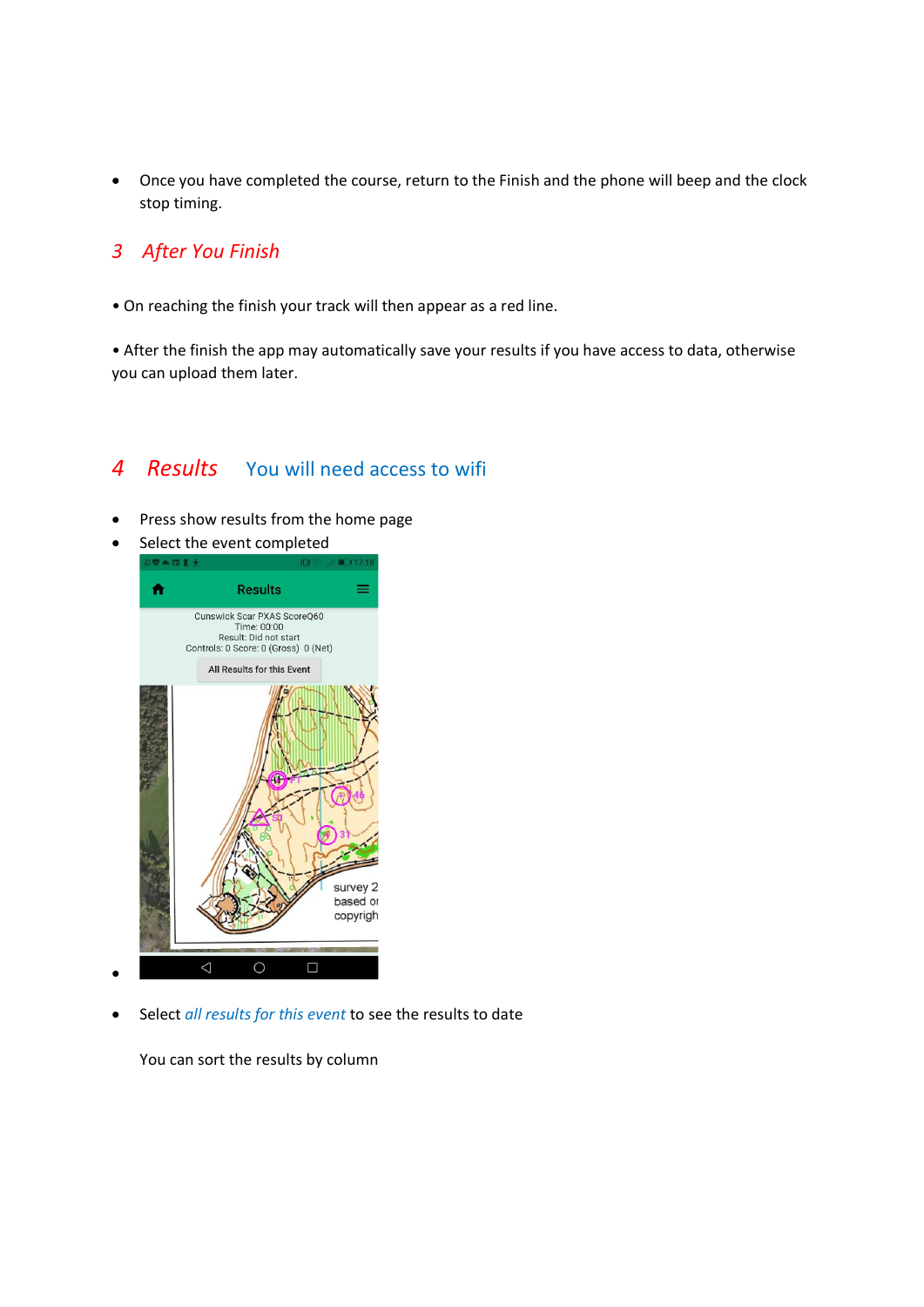- Once you have completed the course, return to the Finish and the phone will beep and the clock stop timing.

## 3 *After You Finish*

• On reaching the finish your track will then appear as a red line.

• After the finish the app may automatically save your results if you have access to data, otherwise you can upload them later.

## 4 *Results* You will need access to wifi

- Press show results from the home page
- Select the event completed
- 
- Select *all results for this event* to see the results to date

  You can sort the results by column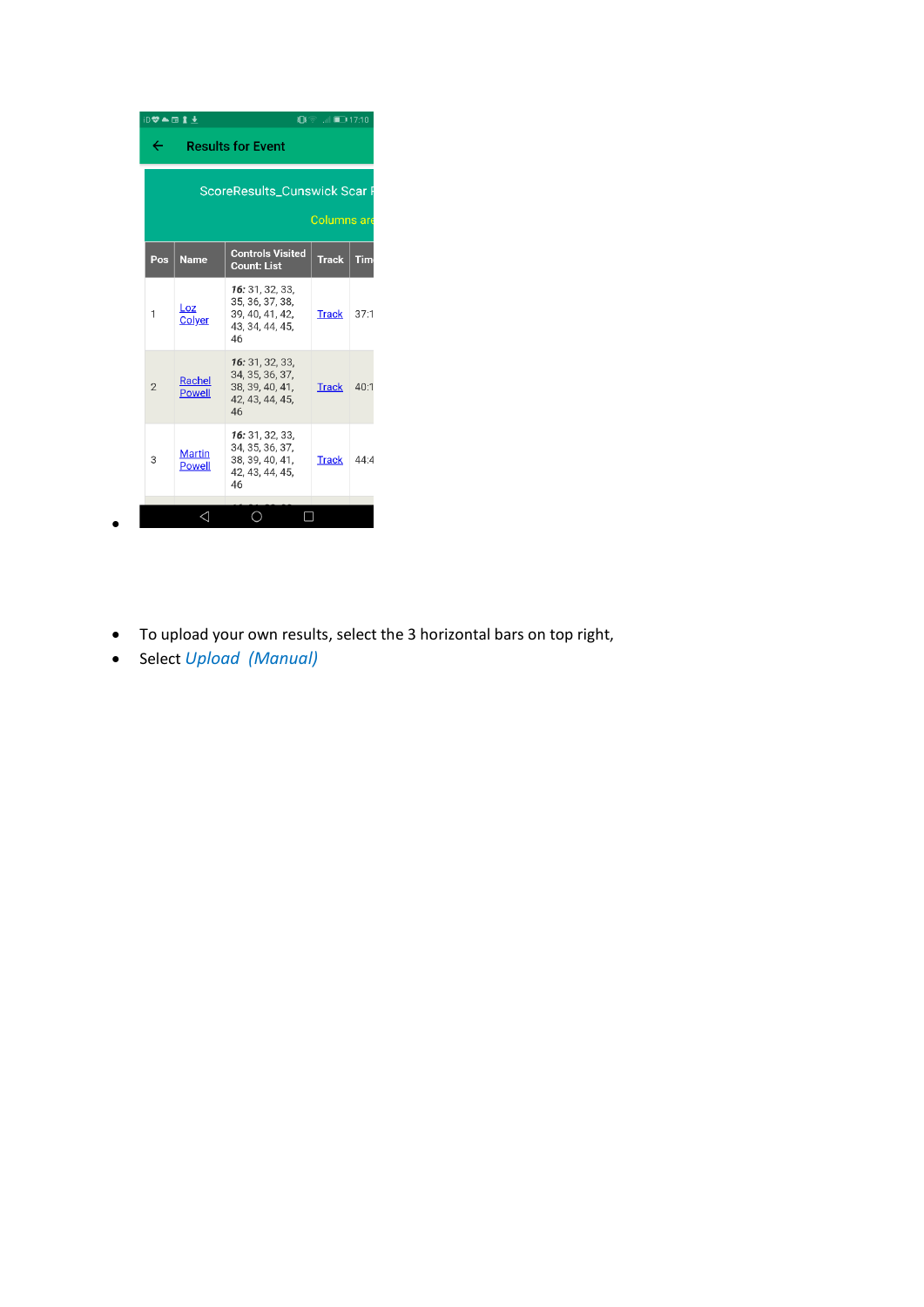Results for Event

ScoreResults_Cunswick Scar

Columns are

| Pos | Name | Controls Visited Count: List | Track | Tim |
|---|---|---|---|---|
| 1 | Loz Colyer | ***16:*** 31, 32, 33, 35, 36, 37, 38, 39, 40, 41, 42, 43, 34, 44, 45, 46 | Track | 37:1 |
| 2 | Rachel Powell | ***16:*** 31, 32, 33, 34, 35, 36, 37, 38, 39, 40, 41, 42, 43, 44, 45, 46 | Track | 40:1 |
| 3 | Martin Powell | ***16:*** 31, 32, 33, 34, 35, 36, 37, 38, 39, 40, 41, 42, 43, 44, 45, 46 | Track | 44:4 |

- To upload your own results, select the 3 horizontal bars on top right,
- Select *Upload (Manual)*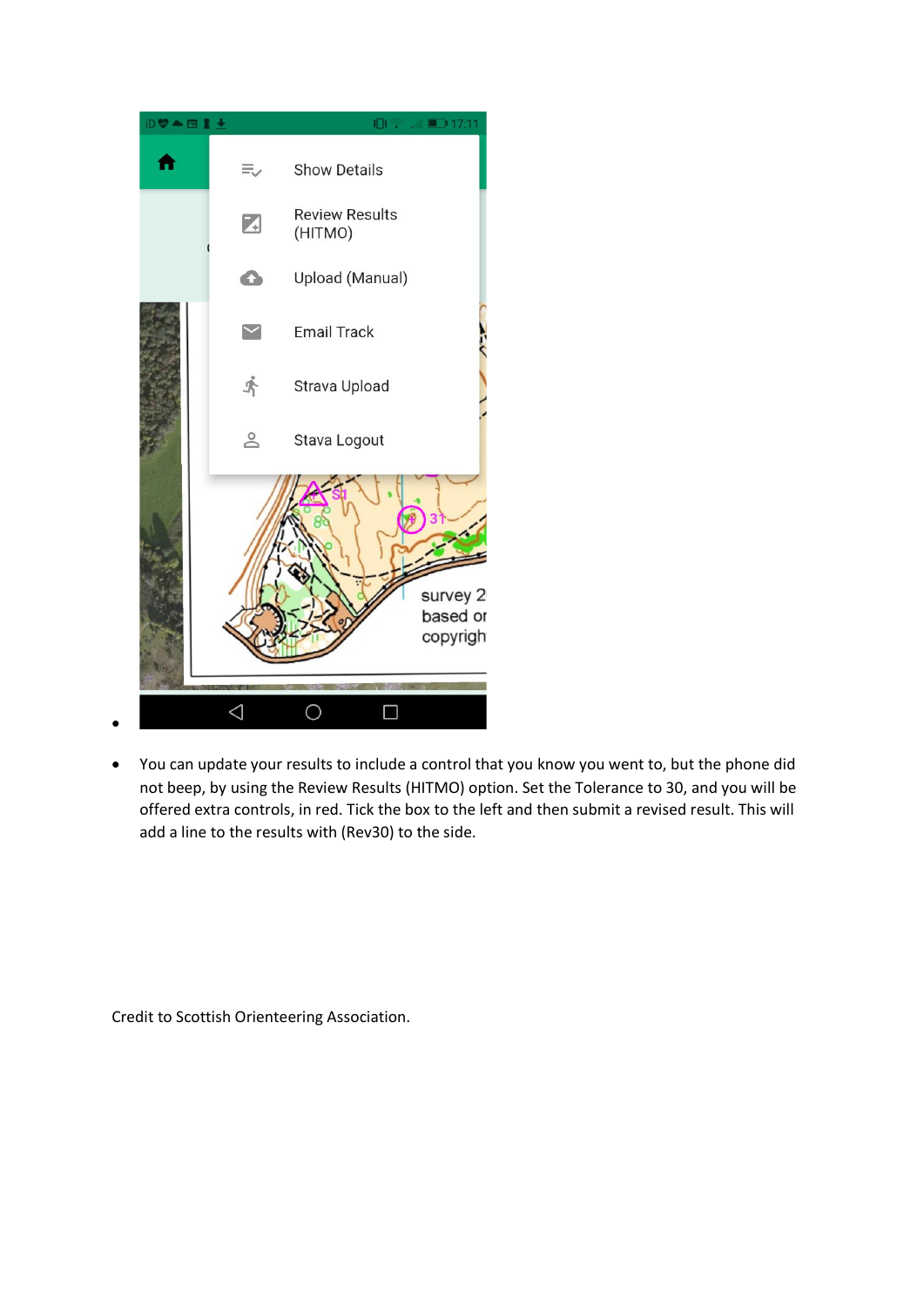- You can update your results to include a control that you know you went to, but the phone did not beep, by using the Review Results (HITMO) option. Set the Tolerance to 30, and you will be offered extra controls, in red. Tick the box to the left and then submit a revised result. This will add a line to the results with (Rev30) to the side.

Credit to Scottish Orienteering Association.